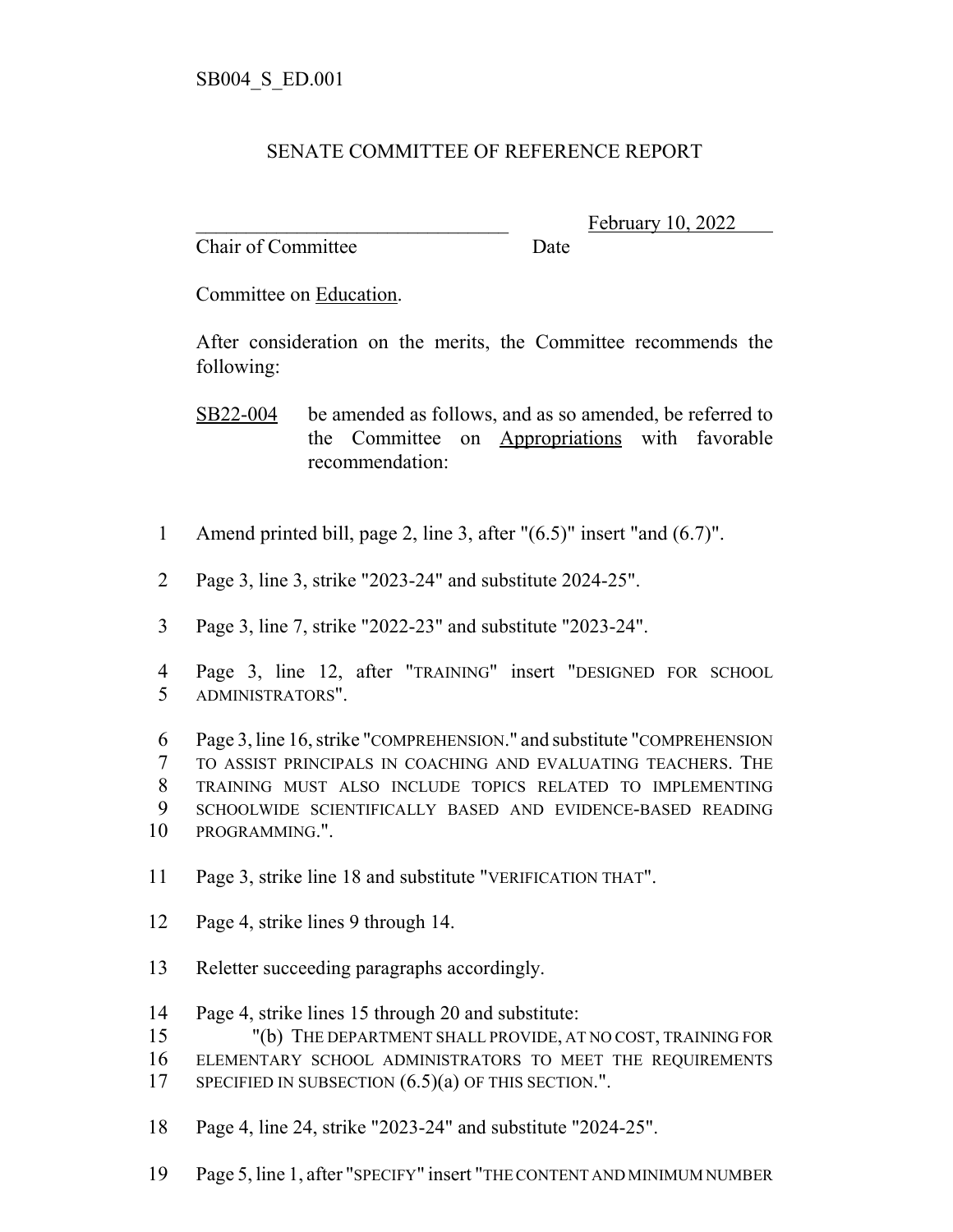SB004_S_ED.001

# SENATE COMMITTEE OF REFERENCE REPORT

________________________________ February 10, 2022
Chair of Committee Date

Committee on Education.

After consideration on the merits, the Committee recommends the following:

SB22-004 be amended as follows, and as so amended, be referred to the Committee on Appropriations with favorable recommendation:

1 Amend printed bill, page 2, line 3, after "(6.5)" insert "and (6.7)".

2 Page 3, line 3, strike "2023-24" and substitute 2024-25".

3 Page 3, line 7, strike "2022-23" and substitute "2023-24".

4 Page 3, line 12, after "TRAINING" insert "DESIGNED FOR SCHOOL
5 ADMINISTRATORS".

6 Page 3, line 16, strike "COMPREHENSION." and substitute "COMPREHENSION
7 TO ASSIST PRINCIPALS IN COACHING AND EVALUATING TEACHERS. THE
8 TRAINING MUST ALSO INCLUDE TOPICS RELATED TO IMPLEMENTING
9 SCHOOLWIDE SCIENTIFICALLY BASED AND EVIDENCE-BASED READING
10 PROGRAMMING.".

11 Page 3, strike line 18 and substitute "VERIFICATION THAT".

12 Page 4, strike lines 9 through 14.

13 Reletter succeeding paragraphs accordingly.

14 Page 4, strike lines 15 through 20 and substitute:
15 "(b) THE DEPARTMENT SHALL PROVIDE, AT NO COST, TRAINING FOR
16 ELEMENTARY SCHOOL ADMINISTRATORS TO MEET THE REQUIREMENTS
17 SPECIFIED IN SUBSECTION (6.5)(a) OF THIS SECTION.".

18 Page 4, line 24, strike "2023-24" and substitute "2024-25".

19 Page 5, line 1, after "SPECIFY" insert "THE CONTENT AND MINIMUM NUMBER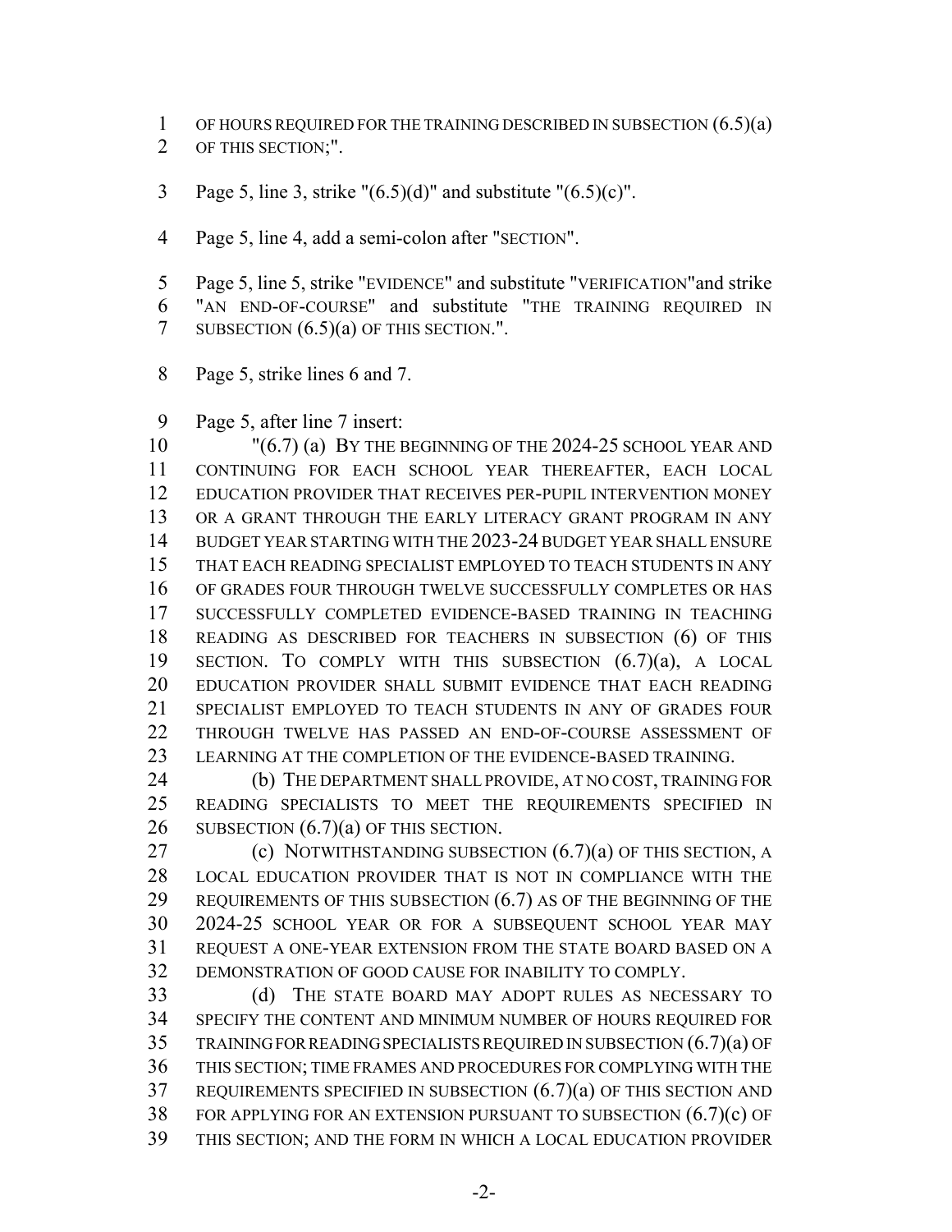OF HOURS REQUIRED FOR THE TRAINING DESCRIBED IN SUBSECTION (6.5)(a) OF THIS SECTION;".

Page 5, line 3, strike "(6.5)(d)" and substitute "(6.5)(c)".

Page 5, line 4, add a semi-colon after "SECTION".

Page 5, line 5, strike "EVIDENCE" and substitute "VERIFICATION"and strike "AN END-OF-COURSE" and substitute "THE TRAINING REQUIRED IN SUBSECTION (6.5)(a) OF THIS SECTION.".

Page 5, strike lines 6 and 7.

Page 5, after line 7 insert:

"(6.7) (a) BY THE BEGINNING OF THE 2024-25 SCHOOL YEAR AND CONTINUING FOR EACH SCHOOL YEAR THEREAFTER, EACH LOCAL EDUCATION PROVIDER THAT RECEIVES PER-PUPIL INTERVENTION MONEY OR A GRANT THROUGH THE EARLY LITERACY GRANT PROGRAM IN ANY BUDGET YEAR STARTING WITH THE 2023-24 BUDGET YEAR SHALL ENSURE THAT EACH READING SPECIALIST EMPLOYED TO TEACH STUDENTS IN ANY OF GRADES FOUR THROUGH TWELVE SUCCESSFULLY COMPLETES OR HAS SUCCESSFULLY COMPLETED EVIDENCE-BASED TRAINING IN TEACHING READING AS DESCRIBED FOR TEACHERS IN SUBSECTION (6) OF THIS SECTION. TO COMPLY WITH THIS SUBSECTION (6.7)(a), A LOCAL EDUCATION PROVIDER SHALL SUBMIT EVIDENCE THAT EACH READING SPECIALIST EMPLOYED TO TEACH STUDENTS IN ANY OF GRADES FOUR THROUGH TWELVE HAS PASSED AN END-OF-COURSE ASSESSMENT OF LEARNING AT THE COMPLETION OF THE EVIDENCE-BASED TRAINING.

(b) THE DEPARTMENT SHALL PROVIDE, AT NO COST, TRAINING FOR READING SPECIALISTS TO MEET THE REQUIREMENTS SPECIFIED IN SUBSECTION (6.7)(a) OF THIS SECTION.

(c) NOTWITHSTANDING SUBSECTION (6.7)(a) OF THIS SECTION, A LOCAL EDUCATION PROVIDER THAT IS NOT IN COMPLIANCE WITH THE REQUIREMENTS OF THIS SUBSECTION (6.7) AS OF THE BEGINNING OF THE 2024-25 SCHOOL YEAR OR FOR A SUBSEQUENT SCHOOL YEAR MAY REQUEST A ONE-YEAR EXTENSION FROM THE STATE BOARD BASED ON A DEMONSTRATION OF GOOD CAUSE FOR INABILITY TO COMPLY.

(d) THE STATE BOARD MAY ADOPT RULES AS NECESSARY TO SPECIFY THE CONTENT AND MINIMUM NUMBER OF HOURS REQUIRED FOR TRAINING FOR READING SPECIALISTS REQUIRED IN SUBSECTION (6.7)(a) OF THIS SECTION; TIME FRAMES AND PROCEDURES FOR COMPLYING WITH THE REQUIREMENTS SPECIFIED IN SUBSECTION (6.7)(a) OF THIS SECTION AND FOR APPLYING FOR AN EXTENSION PURSUANT TO SUBSECTION (6.7)(c) OF THIS SECTION; AND THE FORM IN WHICH A LOCAL EDUCATION PROVIDER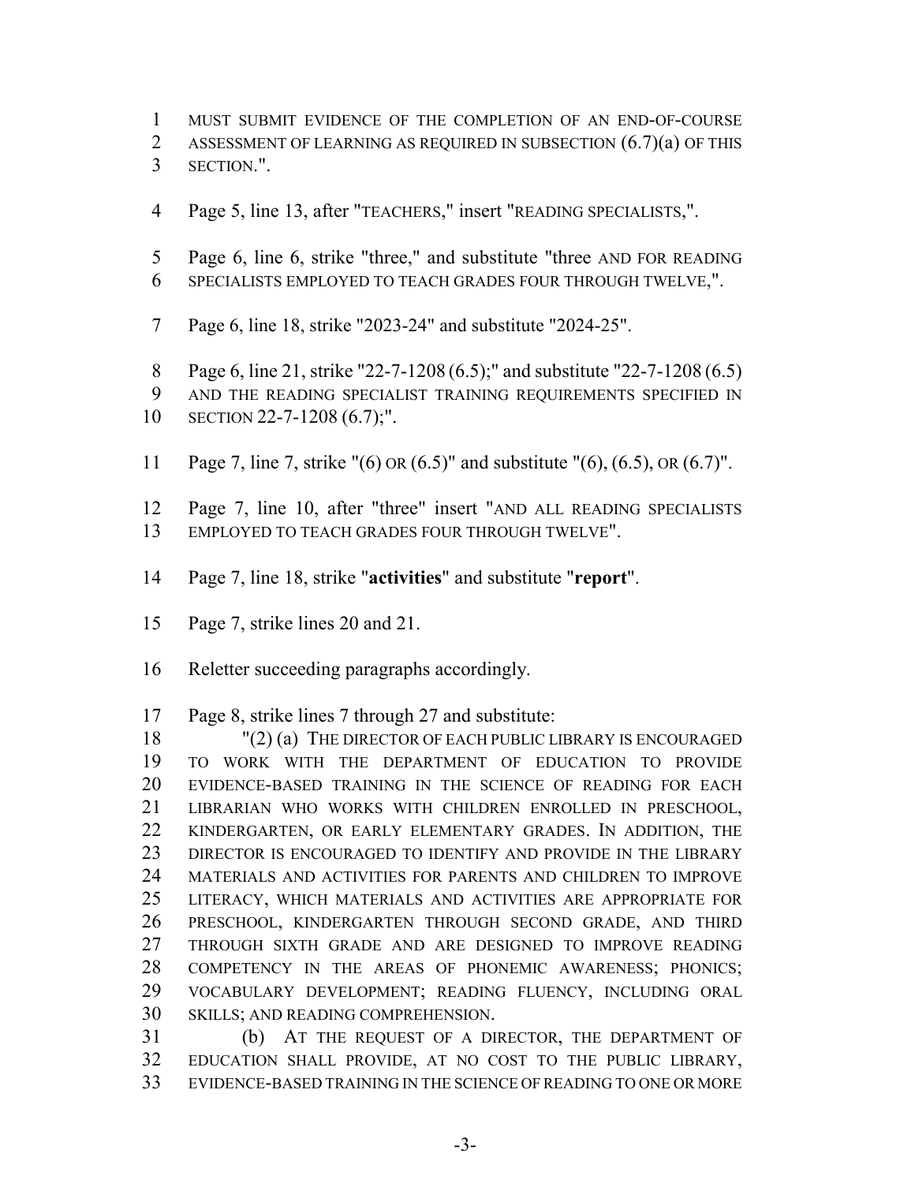MUST SUBMIT EVIDENCE OF THE COMPLETION OF AN END-OF-COURSE ASSESSMENT OF LEARNING AS REQUIRED IN SUBSECTION (6.7)(a) OF THIS SECTION.".

Page 5, line 13, after "TEACHERS," insert "READING SPECIALISTS,".

Page 6, line 6, strike "three," and substitute "three AND FOR READING SPECIALISTS EMPLOYED TO TEACH GRADES FOUR THROUGH TWELVE,".

Page 6, line 18, strike "2023-24" and substitute "2024-25".

Page 6, line 21, strike "22-7-1208 (6.5);" and substitute "22-7-1208 (6.5) AND THE READING SPECIALIST TRAINING REQUIREMENTS SPECIFIED IN SECTION 22-7-1208 (6.7);".

Page 7, line 7, strike "(6) OR (6.5)" and substitute "(6), (6.5), OR (6.7)".

Page 7, line 10, after "three" insert "AND ALL READING SPECIALISTS EMPLOYED TO TEACH GRADES FOUR THROUGH TWELVE".

Page 7, line 18, strike "**activities**" and substitute "**report**".

Page 7, strike lines 20 and 21.

Reletter succeeding paragraphs accordingly.

Page 8, strike lines 7 through 27 and substitute:

"(2) (a) THE DIRECTOR OF EACH PUBLIC LIBRARY IS ENCOURAGED TO WORK WITH THE DEPARTMENT OF EDUCATION TO PROVIDE EVIDENCE-BASED TRAINING IN THE SCIENCE OF READING FOR EACH LIBRARIAN WHO WORKS WITH CHILDREN ENROLLED IN PRESCHOOL, KINDERGARTEN, OR EARLY ELEMENTARY GRADES. IN ADDITION, THE DIRECTOR IS ENCOURAGED TO IDENTIFY AND PROVIDE IN THE LIBRARY MATERIALS AND ACTIVITIES FOR PARENTS AND CHILDREN TO IMPROVE LITERACY, WHICH MATERIALS AND ACTIVITIES ARE APPROPRIATE FOR PRESCHOOL, KINDERGARTEN THROUGH SECOND GRADE, AND THIRD THROUGH SIXTH GRADE AND ARE DESIGNED TO IMPROVE READING COMPETENCY IN THE AREAS OF PHONEMIC AWARENESS; PHONICS; VOCABULARY DEVELOPMENT; READING FLUENCY, INCLUDING ORAL SKILLS; AND READING COMPREHENSION.

(b) AT THE REQUEST OF A DIRECTOR, THE DEPARTMENT OF EDUCATION SHALL PROVIDE, AT NO COST TO THE PUBLIC LIBRARY, EVIDENCE-BASED TRAINING IN THE SCIENCE OF READING TO ONE OR MORE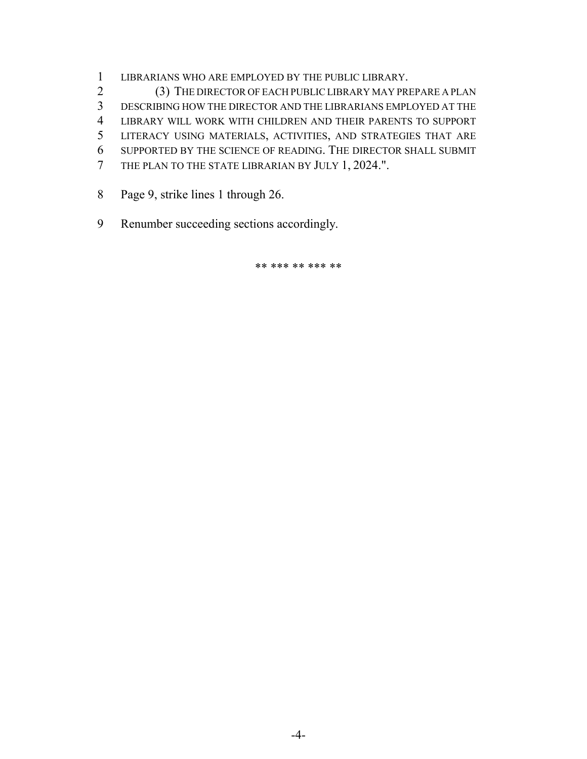1 LIBRARIANS WHO ARE EMPLOYED BY THE PUBLIC LIBRARY.

2 (3) THE DIRECTOR OF EACH PUBLIC LIBRARY MAY PREPARE A PLAN
3 DESCRIBING HOW THE DIRECTOR AND THE LIBRARIANS EMPLOYED AT THE
4 LIBRARY WILL WORK WITH CHILDREN AND THEIR PARENTS TO SUPPORT
5 LITERACY USING MATERIALS, ACTIVITIES, AND STRATEGIES THAT ARE
6 SUPPORTED BY THE SCIENCE OF READING. THE DIRECTOR SHALL SUBMIT
7 THE PLAN TO THE STATE LIBRARIAN BY JULY 1, 2024.".

8 Page 9, strike lines 1 through 26.

9 Renumber succeeding sections accordingly.

** *** ** *** **